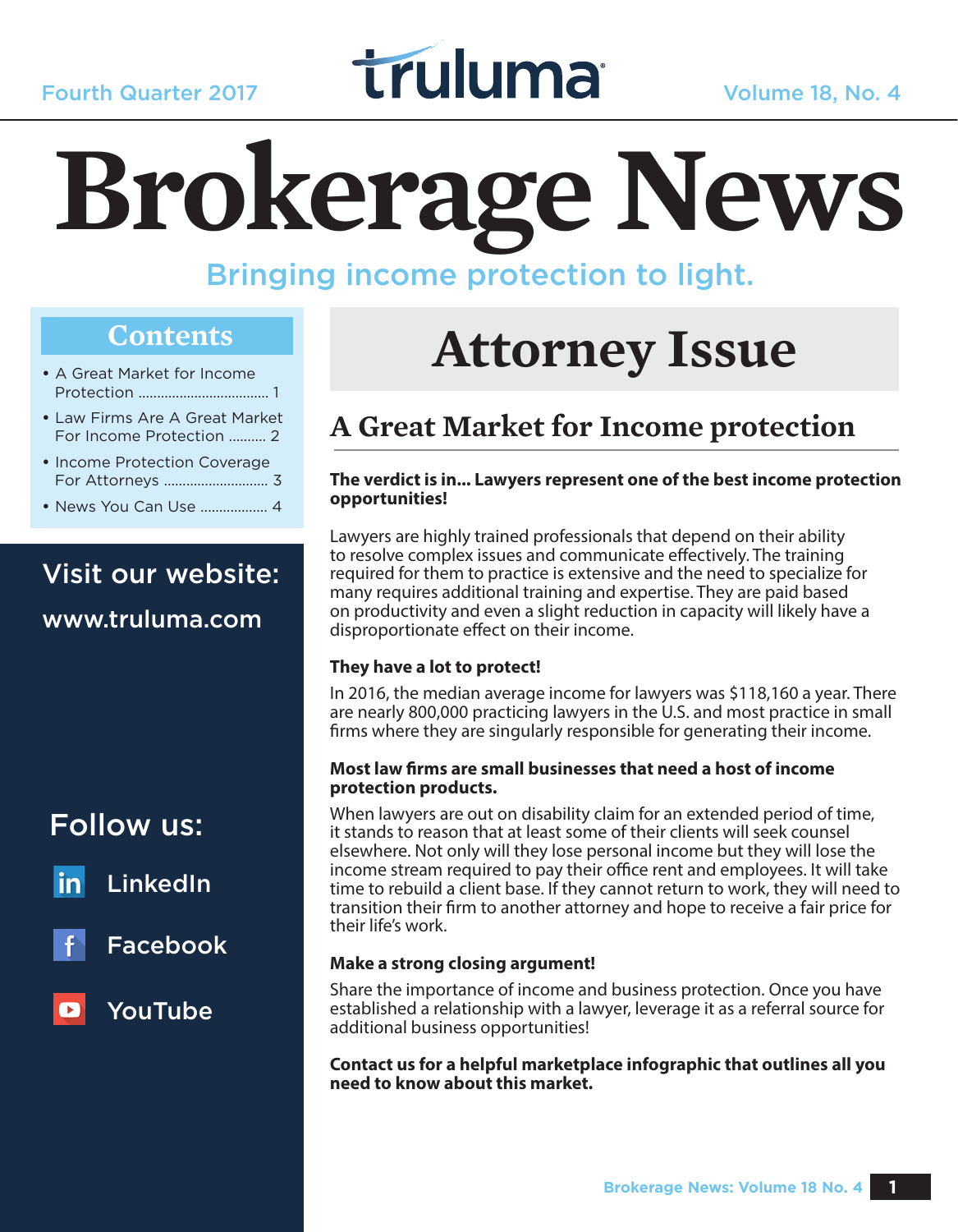Fourth Quarter 2017

truluma

Volume 18, No. 4

# Brokerage News

Bringing income protection to light.

## Contents

- A Great Market for Income Protection .................................. 1
- Law Firms Are A Great Market For Income Protection .......... 2
- Income Protection Coverage For Attorneys ............................ 3
- News You Can Use .................. 4

Visit our website:

www.truluma.com

Follow us:

- LinkedIn
- Facebook
- YouTube

# Attorney Issue

## A Great Market for Income protection

**The verdict is in... Lawyers represent one of the best income protection opportunities!**

Lawyers are highly trained professionals that depend on their ability to resolve complex issues and communicate effectively. The training required for them to practice is extensive and the need to specialize for many requires additional training and expertise. They are paid based on productivity and even a slight reduction in capacity will likely have a disproportionate effect on their income.

**They have a lot to protect!**

In 2016, the median average income for lawyers was $118,160 a year. There are nearly 800,000 practicing lawyers in the U.S. and most practice in small firms where they are singularly responsible for generating their income.

**Most law firms are small businesses that need a host of income protection products.**

When lawyers are out on disability claim for an extended period of time, it stands to reason that at least some of their clients will seek counsel elsewhere. Not only will they lose personal income but they will lose the income stream required to pay their office rent and employees. It will take time to rebuild a client base. If they cannot return to work, they will need to transition their firm to another attorney and hope to receive a fair price for their life's work.

**Make a strong closing argument!**

Share the importance of income and business protection. Once you have established a relationship with a lawyer, leverage it as a referral source for additional business opportunities!

**Contact us for a helpful marketplace infographic that outlines all you need to know about this market.**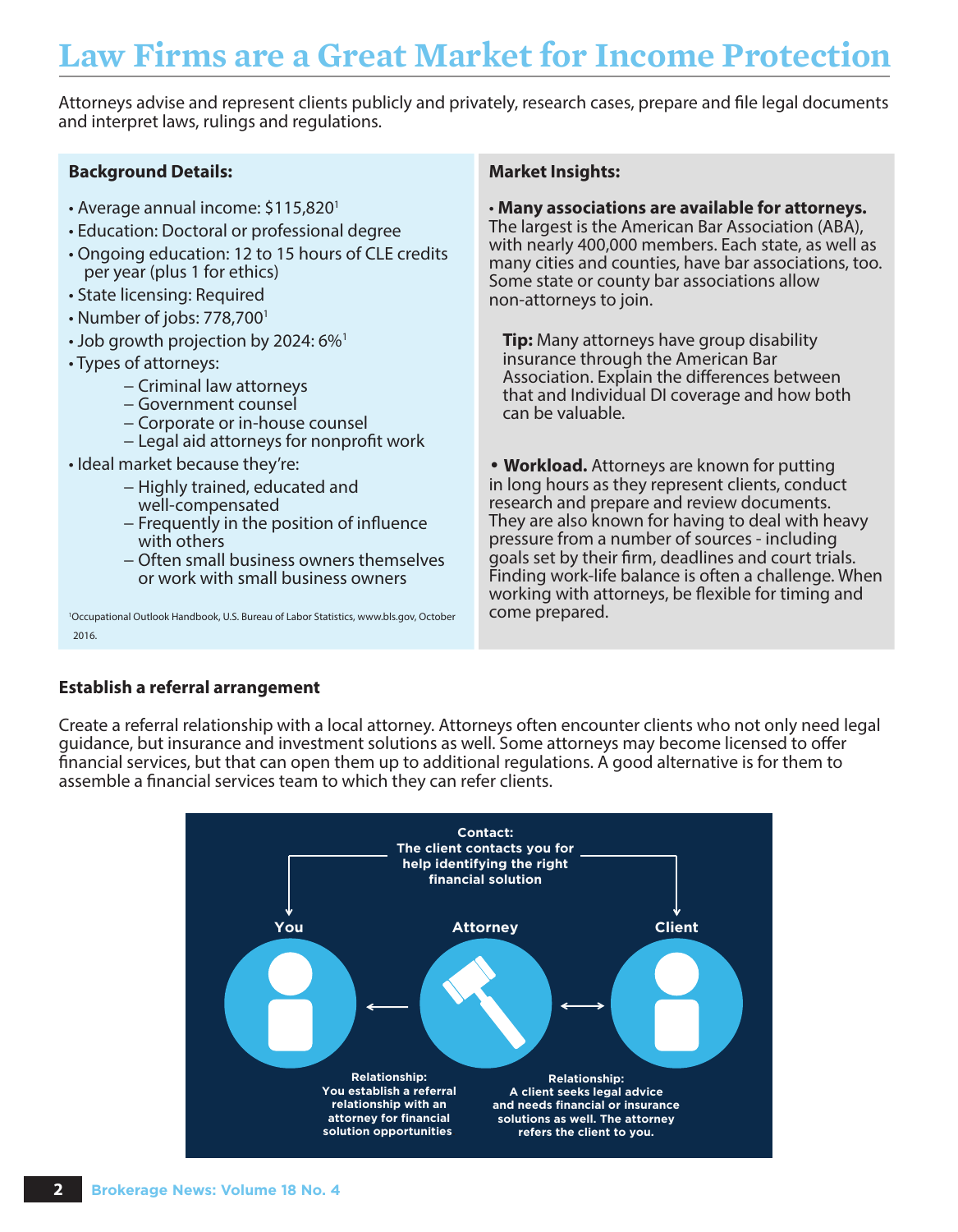# Law Firms are a Great Market for Income Protection

Attorneys advise and represent clients publicly and privately, research cases, prepare and file legal documents and interpret laws, rulings and regulations.

**Background Details:**

- Average annual income: $115,820[1]
- Education: Doctoral or professional degree
- Ongoing education: 12 to 15 hours of CLE credits per year (plus 1 for ethics)
- State licensing: Required
- Number of jobs: 778,700[1]
- Job growth projection by 2024: 6%[1]
- Types of attorneys:
  - Criminal law attorneys
  - Government counsel
  - Corporate or in-house counsel
  - Legal aid attorneys for nonprofit work
- Ideal market because they're:
  - Highly trained, educated and well-compensated
  - Frequently in the position of influence with others
  - Often small business owners themselves or work with small business owners

[1]Occupational Outlook Handbook, U.S. Bureau of Labor Statistics, www.bls.gov, October 2016.

**Market Insights:**

- **Many associations are available for attorneys.** The largest is the American Bar Association (ABA), with nearly 400,000 members. Each state, as well as many cities and counties, have bar associations, too. Some state or county bar associations allow non-attorneys to join.

  **Tip:** Many attorneys have group disability insurance through the American Bar Association. Explain the differences between that and Individual DI coverage and how both can be valuable.

- **Workload.** Attorneys are known for putting in long hours as they represent clients, conduct research and prepare and review documents. They are also known for having to deal with heavy pressure from a number of sources - including goals set by their firm, deadlines and court trials. Finding work-life balance is often a challenge. When working with attorneys, be flexible for timing and come prepared.

**Establish a referral arrangement**

Create a referral relationship with a local attorney. Attorneys often encounter clients who not only need legal guidance, but insurance and investment solutions as well. Some attorneys may become licensed to offer financial services, but that can open them up to additional regulations. A good alternative is for them to assemble a financial services team to which they can refer clients.

**Contact:** The client contacts you for help identifying the right financial solution

You — Attorney — Client

**Relationship:** You establish a referral relationship with an attorney for financial solution opportunities

**Relationship:** A client seeks legal advice and needs financial or insurance solutions as well. The attorney refers the client to you.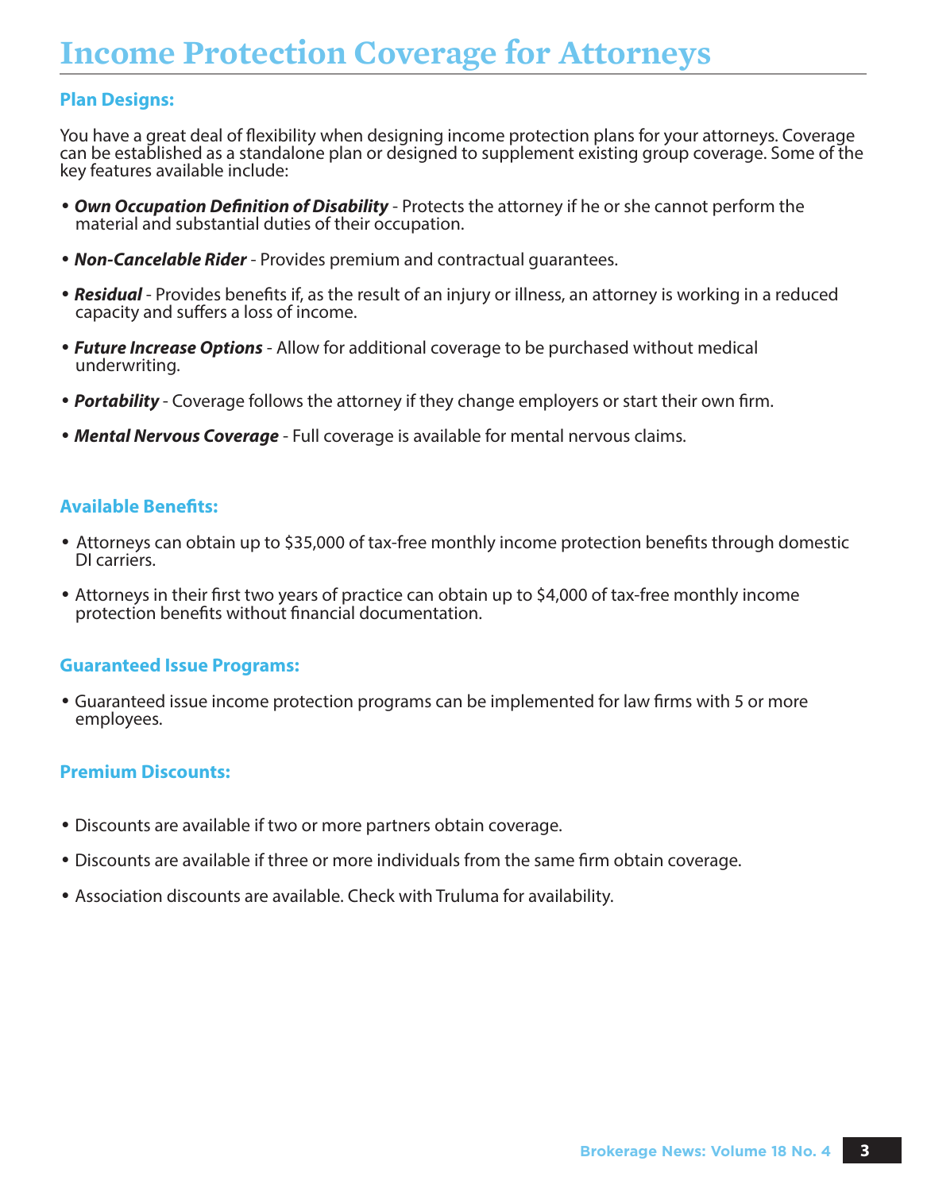# Income Protection Coverage for Attorneys

## Plan Designs:

You have a great deal of flexibility when designing income protection plans for your attorneys. Coverage can be established as a standalone plan or designed to supplement existing group coverage. Some of the key features available include:

- ***Own Occupation Definition of Disability*** - Protects the attorney if he or she cannot perform the material and substantial duties of their occupation.
- ***Non-Cancelable Rider*** - Provides premium and contractual guarantees.
- ***Residual*** - Provides benefits if, as the result of an injury or illness, an attorney is working in a reduced capacity and suffers a loss of income.
- ***Future Increase Options*** - Allow for additional coverage to be purchased without medical underwriting.
- ***Portability*** - Coverage follows the attorney if they change employers or start their own firm.
- ***Mental Nervous Coverage*** - Full coverage is available for mental nervous claims.

## Available Benefits:

- Attorneys can obtain up to $35,000 of tax-free monthly income protection benefits through domestic DI carriers.
- Attorneys in their first two years of practice can obtain up to $4,000 of tax-free monthly income protection benefits without financial documentation.

## Guaranteed Issue Programs:

- Guaranteed issue income protection programs can be implemented for law firms with 5 or more employees.

## Premium Discounts:

- Discounts are available if two or more partners obtain coverage.
- Discounts are available if three or more individuals from the same firm obtain coverage.
- Association discounts are available. Check with Truluma for availability.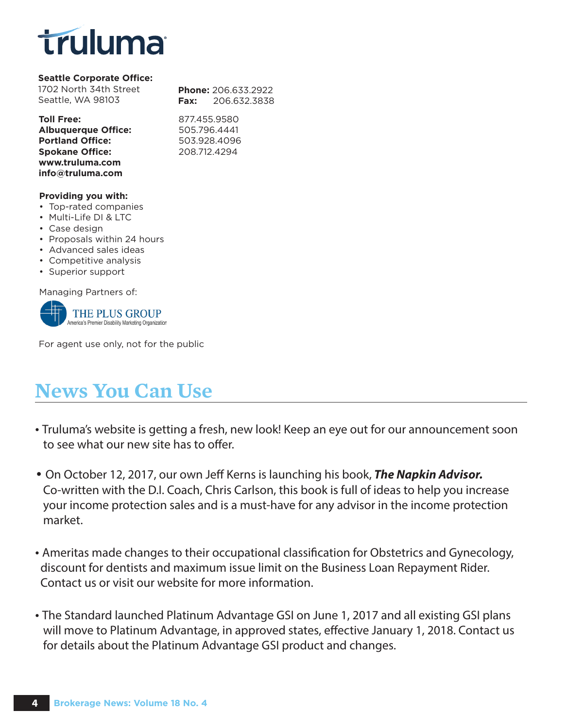truluma

**Seattle Corporate Office:**
1702 North 34th Street
Seattle, WA 98103

**Phone:** 206.633.2922
**Fax:** 206.632.3838

**Toll Free:** 877.455.9580
**Albuquerque Office:** 505.796.4441
**Portland Office:** 503.928.4096
**Spokane Office:** 208.712.4294
**www.truluma.com**
**info@truluma.com**

**Providing you with:**

- Top-rated companies
- Multi-Life DI & LTC
- Case design
- Proposals within 24 hours
- Advanced sales ideas
- Competitive analysis
- Superior support

Managing Partners of:

THE PLUS GROUP
America's Premier Disability Marketing Organization

For agent use only, not for the public

## News You Can Use

- Truluma's website is getting a fresh, new look! Keep an eye out for our announcement soon to see what our new site has to offer.
- On October 12, 2017, our own Jeff Kerns is launching his book, ***The Napkin Advisor.*** Co-written with the D.I. Coach, Chris Carlson, this book is full of ideas to help you increase your income protection sales and is a must-have for any advisor in the income protection market.
- Ameritas made changes to their occupational classification for Obstetrics and Gynecology, discount for dentists and maximum issue limit on the Business Loan Repayment Rider. Contact us or visit our website for more information.
- The Standard launched Platinum Advantage GSI on June 1, 2017 and all existing GSI plans will move to Platinum Advantage, in approved states, effective January 1, 2018. Contact us for details about the Platinum Advantage GSI product and changes.